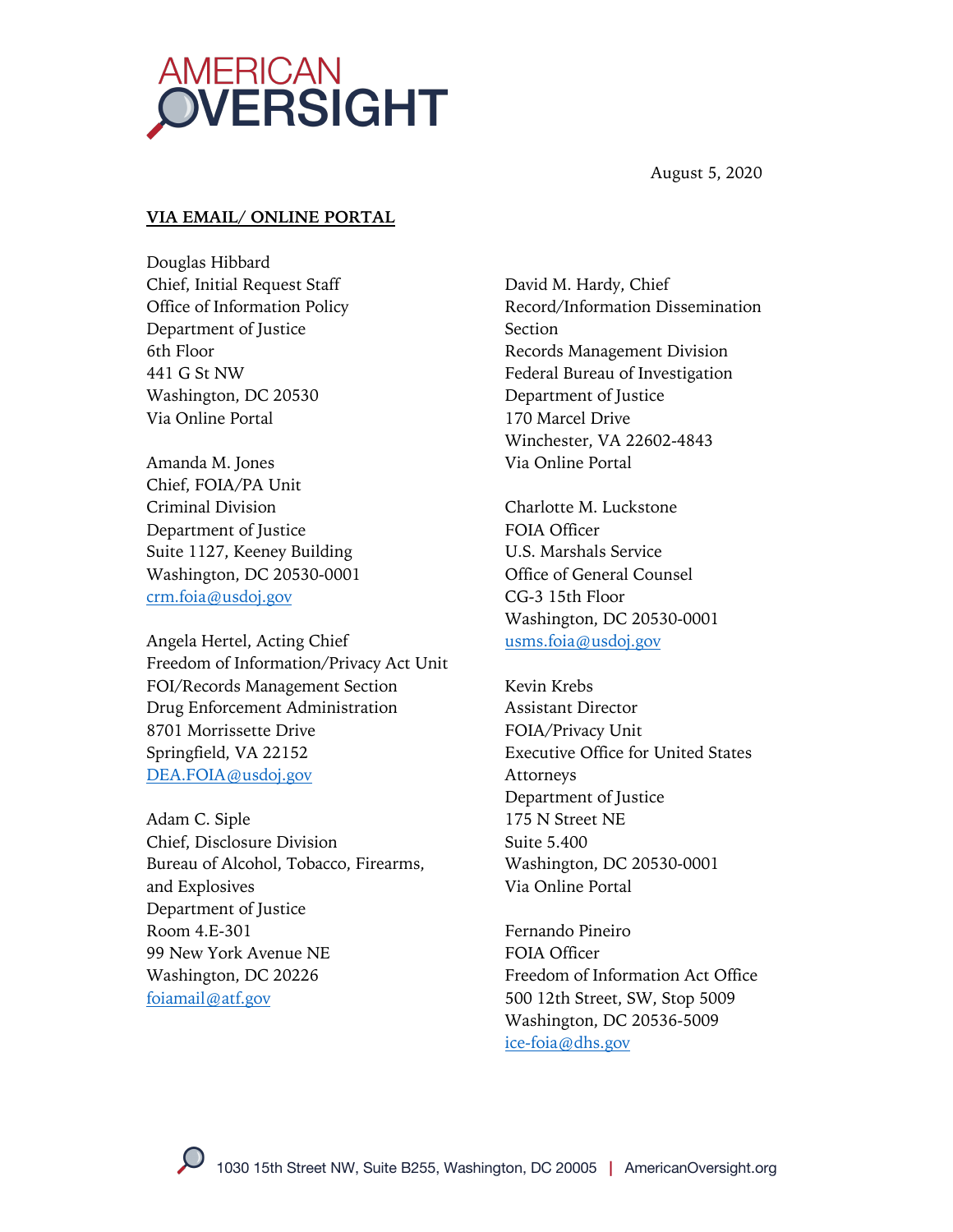AMERICAN OVERSIGHT

August 5, 2020

**VIA EMAIL/ ONLINE PORTAL**

Douglas Hibbard
Chief, Initial Request Staff
Office of Information Policy
Department of Justice
6th Floor
441 G St NW
Washington, DC 20530
Via Online Portal

Amanda M. Jones
Chief, FOIA/PA Unit
Criminal Division
Department of Justice
Suite 1127, Keeney Building
Washington, DC 20530-0001
crm.foia@usdoj.gov

Angela Hertel, Acting Chief
Freedom of Information/Privacy Act Unit
FOI/Records Management Section
Drug Enforcement Administration
8701 Morrissette Drive
Springfield, VA 22152
DEA.FOIA@usdoj.gov

Adam C. Siple
Chief, Disclosure Division
Bureau of Alcohol, Tobacco, Firearms, and Explosives
Department of Justice
Room 4.E-301
99 New York Avenue NE
Washington, DC 20226
foiamail@atf.gov

David M. Hardy, Chief
Record/Information Dissemination Section
Records Management Division
Federal Bureau of Investigation
Department of Justice
170 Marcel Drive
Winchester, VA 22602-4843
Via Online Portal

Charlotte M. Luckstone
FOIA Officer
U.S. Marshals Service
Office of General Counsel
CG-3 15th Floor
Washington, DC 20530-0001
usms.foia@usdoj.gov

Kevin Krebs
Assistant Director
FOIA/Privacy Unit
Executive Office for United States Attorneys
Department of Justice
175 N Street NE
Suite 5.400
Washington, DC 20530-0001
Via Online Portal

Fernando Pineiro
FOIA Officer
Freedom of Information Act Office
500 12th Street, SW, Stop 5009
Washington, DC 20536-5009
ice-foia@dhs.gov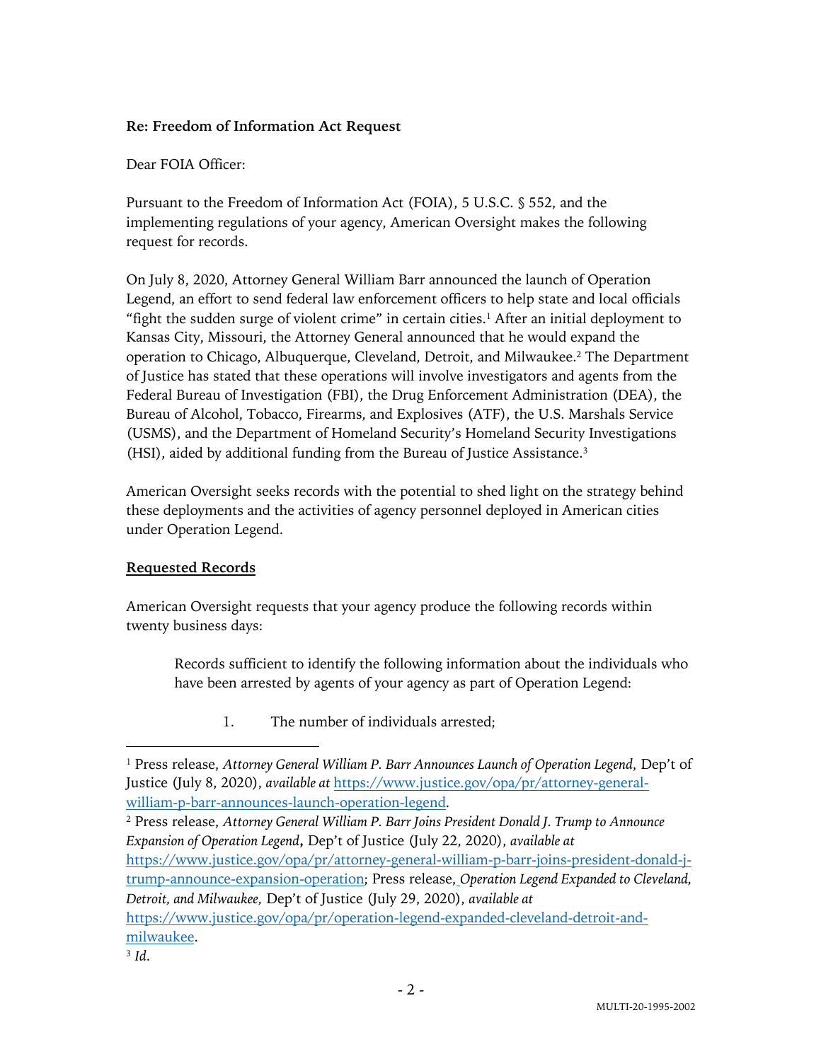**Re: Freedom of Information Act Request**

Dear FOIA Officer:

Pursuant to the Freedom of Information Act (FOIA), 5 U.S.C. § 552, and the implementing regulations of your agency, American Oversight makes the following request for records.

On July 8, 2020, Attorney General William Barr announced the launch of Operation Legend, an effort to send federal law enforcement officers to help state and local officials "fight the sudden surge of violent crime" in certain cities.[1] After an initial deployment to Kansas City, Missouri, the Attorney General announced that he would expand the operation to Chicago, Albuquerque, Cleveland, Detroit, and Milwaukee.[2] The Department of Justice has stated that these operations will involve investigators and agents from the Federal Bureau of Investigation (FBI), the Drug Enforcement Administration (DEA), the Bureau of Alcohol, Tobacco, Firearms, and Explosives (ATF), the U.S. Marshals Service (USMS), and the Department of Homeland Security's Homeland Security Investigations (HSI), aided by additional funding from the Bureau of Justice Assistance.[3]

American Oversight seeks records with the potential to shed light on the strategy behind these deployments and the activities of agency personnel deployed in American cities under Operation Legend.

**Requested Records**

American Oversight requests that your agency produce the following records within twenty business days:

> Records sufficient to identify the following information about the individuals who have been arrested by agents of your agency as part of Operation Legend:
>
> 1. The number of individuals arrested;

---

[1] Press release, *Attorney General William P. Barr Announces Launch of Operation Legend*, Dep't of Justice (July 8, 2020), *available at* https://www.justice.gov/opa/pr/attorney-general-william-p-barr-announces-launch-operation-legend.

[2] Press release, *Attorney General William P. Barr Joins President Donald J. Trump to Announce Expansion of Operation Legend*, Dep't of Justice (July 22, 2020), *available at* https://www.justice.gov/opa/pr/attorney-general-william-p-barr-joins-president-donald-j-trump-announce-expansion-operation; Press release, *Operation Legend Expanded to Cleveland, Detroit, and Milwaukee,* Dep't of Justice (July 29, 2020), *available at* https://www.justice.gov/opa/pr/operation-legend-expanded-cleveland-detroit-and-milwaukee.

[3] *Id*.

MULTI-20-1995-2002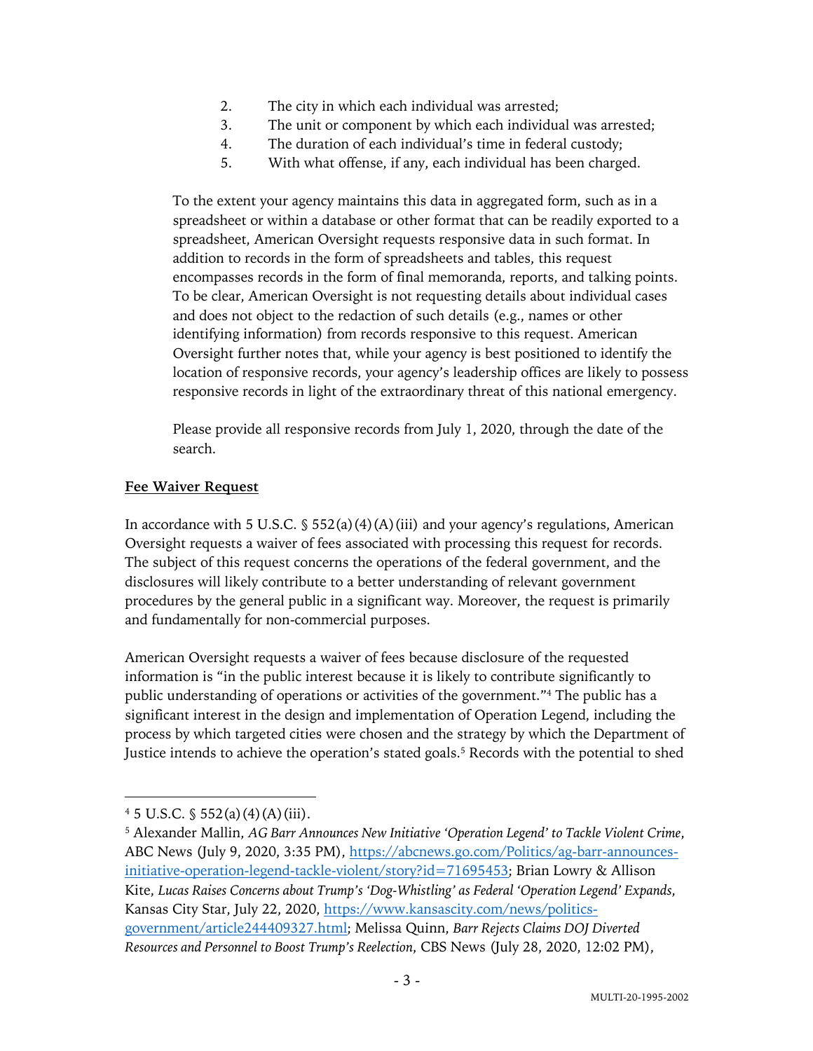2. The city in which each individual was arrested;
3. The unit or component by which each individual was arrested;
4. The duration of each individual's time in federal custody;
5. With what offense, if any, each individual has been charged.

To the extent your agency maintains this data in aggregated form, such as in a spreadsheet or within a database or other format that can be readily exported to a spreadsheet, American Oversight requests responsive data in such format. In addition to records in the form of spreadsheets and tables, this request encompasses records in the form of final memoranda, reports, and talking points. To be clear, American Oversight is not requesting details about individual cases and does not object to the redaction of such details (e.g., names or other identifying information) from records responsive to this request. American Oversight further notes that, while your agency is best positioned to identify the location of responsive records, your agency's leadership offices are likely to possess responsive records in light of the extraordinary threat of this national emergency.

Please provide all responsive records from July 1, 2020, through the date of the search.

**Fee Waiver Request**

In accordance with 5 U.S.C. § 552(a)(4)(A)(iii) and your agency's regulations, American Oversight requests a waiver of fees associated with processing this request for records. The subject of this request concerns the operations of the federal government, and the disclosures will likely contribute to a better understanding of relevant government procedures by the general public in a significant way. Moreover, the request is primarily and fundamentally for non-commercial purposes.

American Oversight requests a waiver of fees because disclosure of the requested information is "in the public interest because it is likely to contribute significantly to public understanding of operations or activities of the government."[4] The public has a significant interest in the design and implementation of Operation Legend, including the process by which targeted cities were chosen and the strategy by which the Department of Justice intends to achieve the operation's stated goals.[5] Records with the potential to shed

---

[4] 5 U.S.C. § 552(a)(4)(A)(iii).

[5] Alexander Mallin, *AG Barr Announces New Initiative 'Operation Legend' to Tackle Violent Crime*, ABC News (July 9, 2020, 3:35 PM), https://abcnews.go.com/Politics/ag-barr-announces-initiative-operation-legend-tackle-violent/story?id=71695453; Brian Lowry & Allison Kite, *Lucas Raises Concerns about Trump's 'Dog-Whistling' as Federal 'Operation Legend' Expands*, Kansas City Star, July 22, 2020, https://www.kansascity.com/news/politics-government/article244409327.html; Melissa Quinn, *Barr Rejects Claims DOJ Diverted Resources and Personnel to Boost Trump's Reelection*, CBS News (July 28, 2020, 12:02 PM),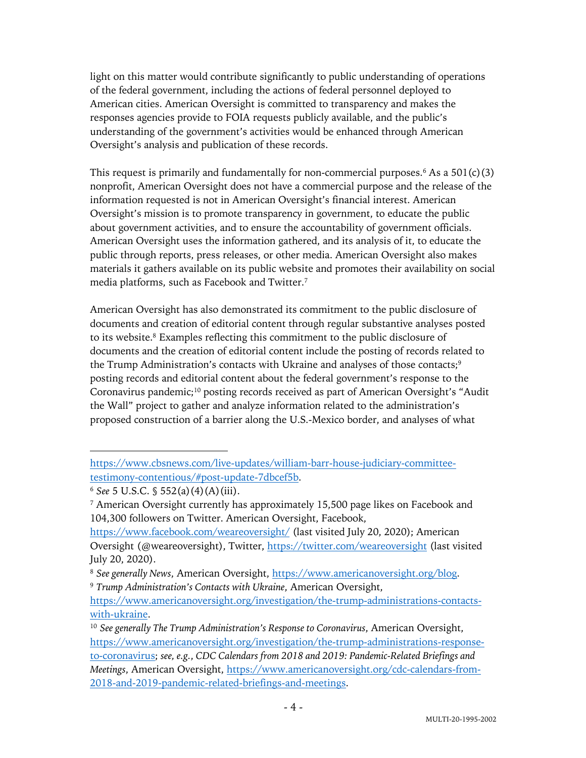light on this matter would contribute significantly to public understanding of operations of the federal government, including the actions of federal personnel deployed to American cities. American Oversight is committed to transparency and makes the responses agencies provide to FOIA requests publicly available, and the public's understanding of the government's activities would be enhanced through American Oversight's analysis and publication of these records.

This request is primarily and fundamentally for non-commercial purposes.[6] As a 501(c)(3) nonprofit, American Oversight does not have a commercial purpose and the release of the information requested is not in American Oversight's financial interest. American Oversight's mission is to promote transparency in government, to educate the public about government activities, and to ensure the accountability of government officials. American Oversight uses the information gathered, and its analysis of it, to educate the public through reports, press releases, or other media. American Oversight also makes materials it gathers available on its public website and promotes their availability on social media platforms, such as Facebook and Twitter.[7]

American Oversight has also demonstrated its commitment to the public disclosure of documents and creation of editorial content through regular substantive analyses posted to its website.[8] Examples reflecting this commitment to the public disclosure of documents and the creation of editorial content include the posting of records related to the Trump Administration's contacts with Ukraine and analyses of those contacts;[9] posting records and editorial content about the federal government's response to the Coronavirus pandemic;[10] posting records received as part of American Oversight's "Audit the Wall" project to gather and analyze information related to the administration's proposed construction of a barrier along the U.S.-Mexico border, and analyses of what

---

https://www.cbsnews.com/live-updates/william-barr-house-judiciary-committee-testimony-contentious/#post-update-7dbcef5b.

[6] *See* 5 U.S.C. § 552(a)(4)(A)(iii).

[7] American Oversight currently has approximately 15,500 page likes on Facebook and 104,300 followers on Twitter. American Oversight, Facebook, https://www.facebook.com/weareoversight/ (last visited July 20, 2020); American Oversight (@weareoversight), Twitter, https://twitter.com/weareoversight (last visited July 20, 2020).

[8] *See generally News*, American Oversight, https://www.americanoversight.org/blog.

[9] *Trump Administration's Contacts with Ukraine*, American Oversight, https://www.americanoversight.org/investigation/the-trump-administrations-contacts-with-ukraine.

[10] *See generally The Trump Administration's Response to Coronavirus*, American Oversight, https://www.americanoversight.org/investigation/the-trump-administrations-response-to-coronavirus; *see, e.g.*, *CDC Calendars from 2018 and 2019: Pandemic-Related Briefings and Meetings*, American Oversight, https://www.americanoversight.org/cdc-calendars-from-2018-and-2019-pandemic-related-briefings-and-meetings.

MULTI-20-1995-2002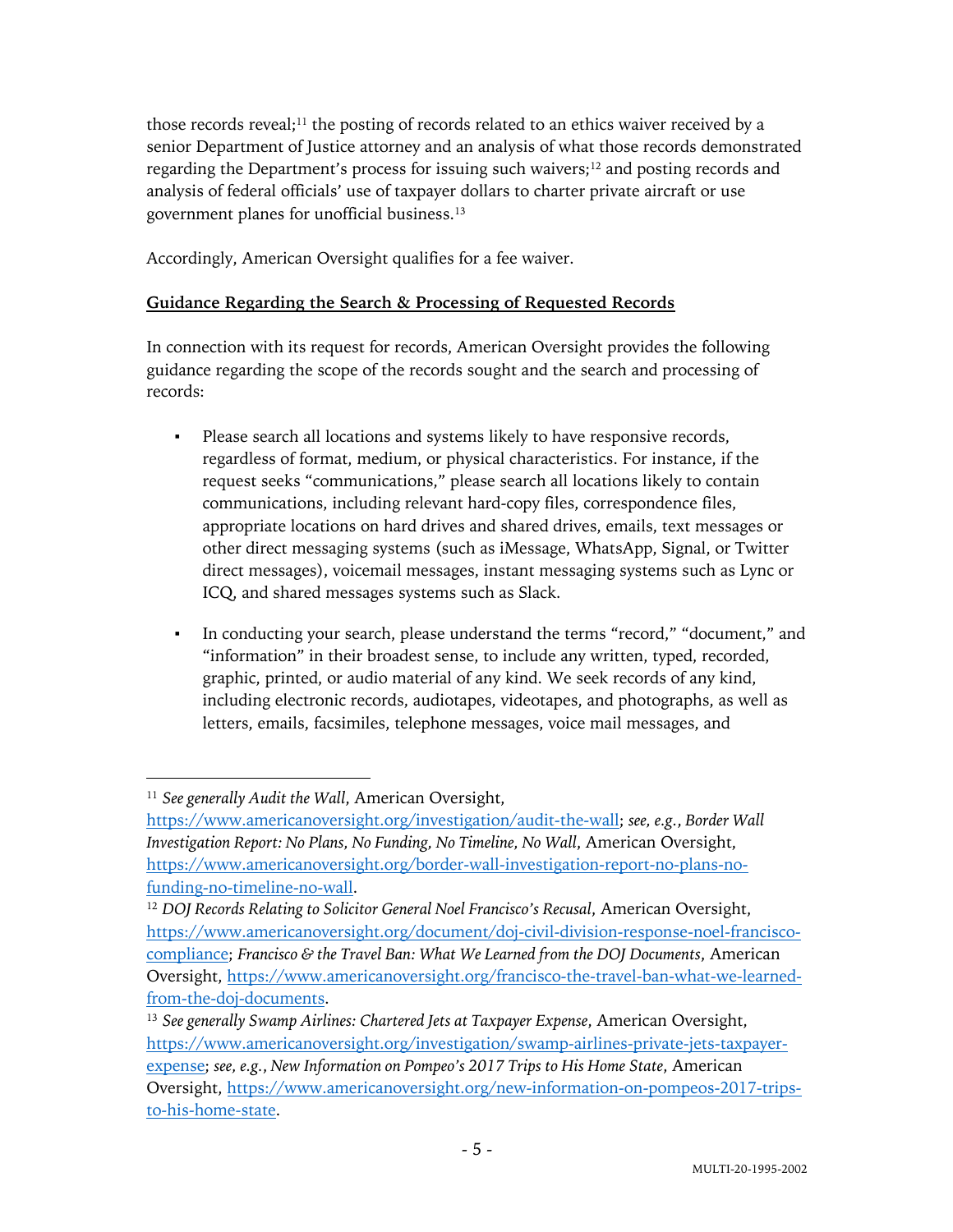those records reveal;[11] the posting of records related to an ethics waiver received by a senior Department of Justice attorney and an analysis of what those records demonstrated regarding the Department's process for issuing such waivers;[12] and posting records and analysis of federal officials' use of taxpayer dollars to charter private aircraft or use government planes for unofficial business.[13]

Accordingly, American Oversight qualifies for a fee waiver.

**Guidance Regarding the Search & Processing of Requested Records**

In connection with its request for records, American Oversight provides the following guidance regarding the scope of the records sought and the search and processing of records:

- Please search all locations and systems likely to have responsive records, regardless of format, medium, or physical characteristics. For instance, if the request seeks "communications," please search all locations likely to contain communications, including relevant hard-copy files, correspondence files, appropriate locations on hard drives and shared drives, emails, text messages or other direct messaging systems (such as iMessage, WhatsApp, Signal, or Twitter direct messages), voicemail messages, instant messaging systems such as Lync or ICQ, and shared messages systems such as Slack.

- In conducting your search, please understand the terms "record," "document," and "information" in their broadest sense, to include any written, typed, recorded, graphic, printed, or audio material of any kind. We seek records of any kind, including electronic records, audiotapes, videotapes, and photographs, as well as letters, emails, facsimiles, telephone messages, voice mail messages, and

---

[11] *See generally Audit the Wall*, American Oversight, https://www.americanoversight.org/investigation/audit-the-wall; *see, e.g.*, *Border Wall Investigation Report: No Plans, No Funding, No Timeline, No Wall*, American Oversight, https://www.americanoversight.org/border-wall-investigation-report-no-plans-no-funding-no-timeline-no-wall.

[12] *DOJ Records Relating to Solicitor General Noel Francisco's Recusal*, American Oversight, https://www.americanoversight.org/document/doj-civil-division-response-noel-francisco-compliance; *Francisco & the Travel Ban: What We Learned from the DOJ Documents*, American Oversight, https://www.americanoversight.org/francisco-the-travel-ban-what-we-learned-from-the-doj-documents.

[13] *See generally Swamp Airlines: Chartered Jets at Taxpayer Expense*, American Oversight, https://www.americanoversight.org/investigation/swamp-airlines-private-jets-taxpayer-expense; *see, e.g.*, *New Information on Pompeo's 2017 Trips to His Home State*, American Oversight, https://www.americanoversight.org/new-information-on-pompeos-2017-trips-to-his-home-state.

MULTI-20-1995-2002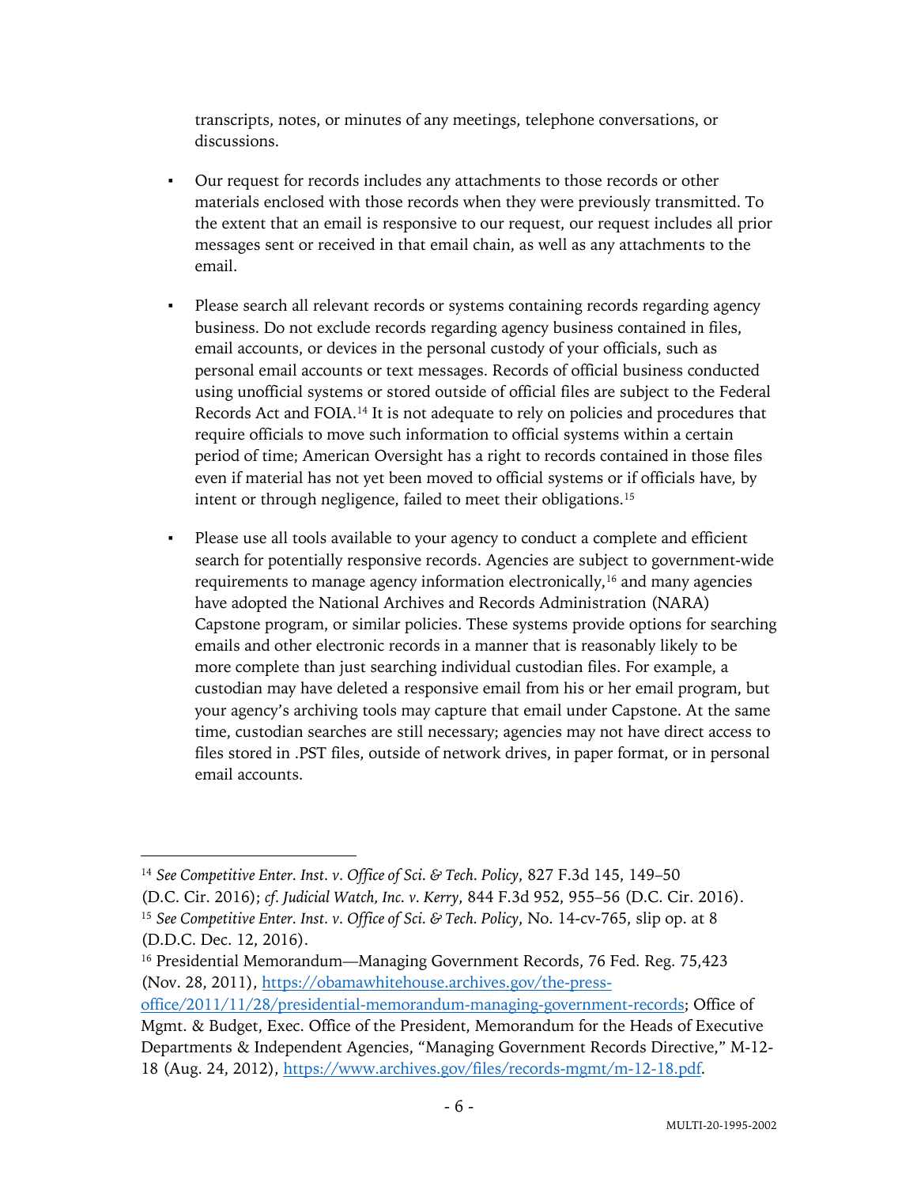transcripts, notes, or minutes of any meetings, telephone conversations, or discussions.

- Our request for records includes any attachments to those records or other materials enclosed with those records when they were previously transmitted. To the extent that an email is responsive to our request, our request includes all prior messages sent or received in that email chain, as well as any attachments to the email.

- Please search all relevant records or systems containing records regarding agency business. Do not exclude records regarding agency business contained in files, email accounts, or devices in the personal custody of your officials, such as personal email accounts or text messages. Records of official business conducted using unofficial systems or stored outside of official files are subject to the Federal Records Act and FOIA.[14] It is not adequate to rely on policies and procedures that require officials to move such information to official systems within a certain period of time; American Oversight has a right to records contained in those files even if material has not yet been moved to official systems or if officials have, by intent or through negligence, failed to meet their obligations.[15]

- Please use all tools available to your agency to conduct a complete and efficient search for potentially responsive records. Agencies are subject to government-wide requirements to manage agency information electronically,[16] and many agencies have adopted the National Archives and Records Administration (NARA) Capstone program, or similar policies. These systems provide options for searching emails and other electronic records in a manner that is reasonably likely to be more complete than just searching individual custodian files. For example, a custodian may have deleted a responsive email from his or her email program, but your agency's archiving tools may capture that email under Capstone. At the same time, custodian searches are still necessary; agencies may not have direct access to files stored in .PST files, outside of network drives, in paper format, or in personal email accounts.

---

[14] *See Competitive Enter. Inst. v. Office of Sci. & Tech. Policy*, 827 F.3d 145, 149–50 (D.C. Cir. 2016); *cf. Judicial Watch, Inc. v. Kerry*, 844 F.3d 952, 955–56 (D.C. Cir. 2016).

[15] *See Competitive Enter. Inst. v. Office of Sci. & Tech. Policy*, No. 14-cv-765, slip op. at 8 (D.D.C. Dec. 12, 2016).

[16] Presidential Memorandum—Managing Government Records, 76 Fed. Reg. 75,423 (Nov. 28, 2011), https://obamawhitehouse.archives.gov/the-press-office/2011/11/28/presidential-memorandum-managing-government-records; Office of Mgmt. & Budget, Exec. Office of the President, Memorandum for the Heads of Executive Departments & Independent Agencies, "Managing Government Records Directive," M-12-18 (Aug. 24, 2012), https://www.archives.gov/files/records-mgmt/m-12-18.pdf.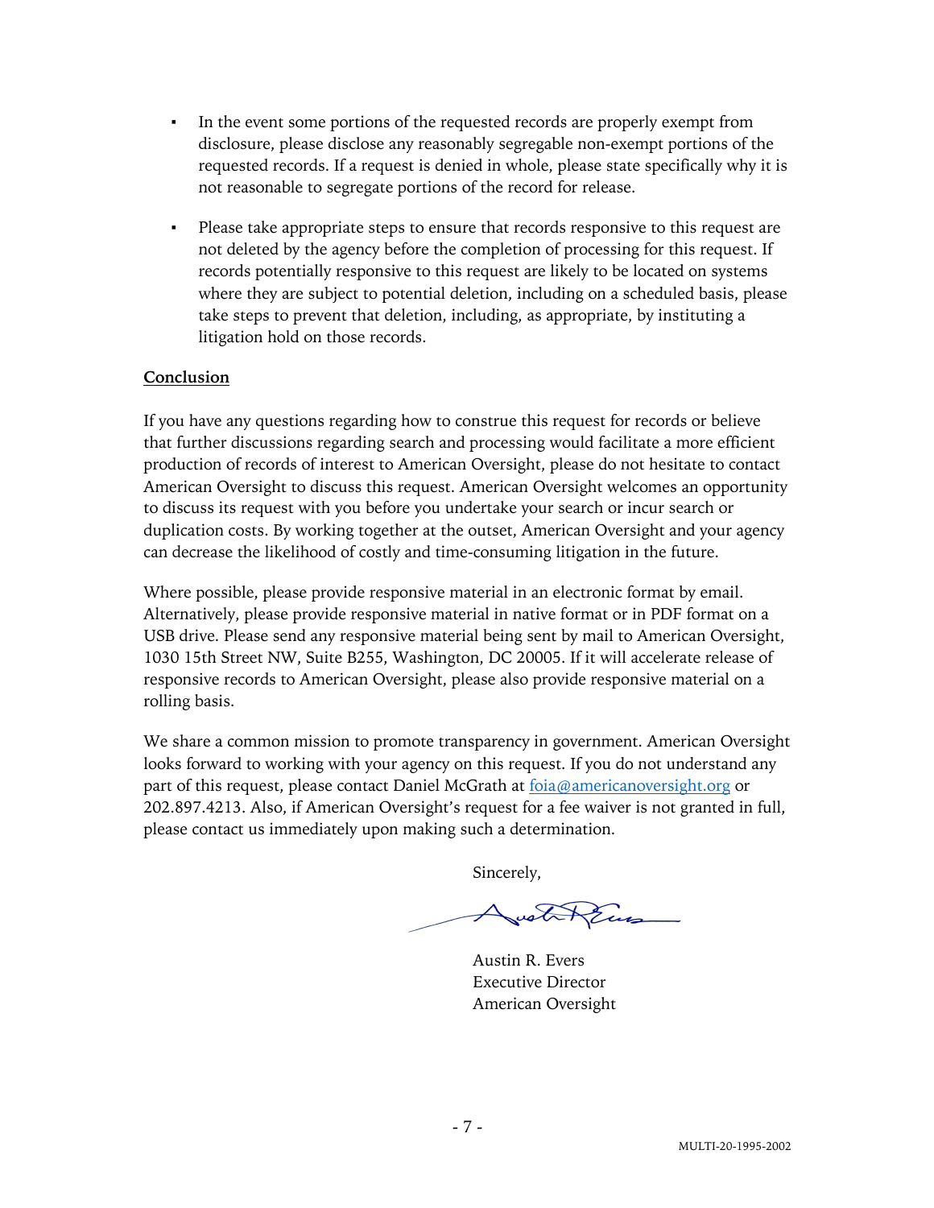- In the event some portions of the requested records are properly exempt from disclosure, please disclose any reasonably segregable non-exempt portions of the requested records. If a request is denied in whole, please state specifically why it is not reasonable to segregate portions of the record for release.

- Please take appropriate steps to ensure that records responsive to this request are not deleted by the agency before the completion of processing for this request. If records potentially responsive to this request are likely to be located on systems where they are subject to potential deletion, including on a scheduled basis, please take steps to prevent that deletion, including, as appropriate, by instituting a litigation hold on those records.

## Conclusion

If you have any questions regarding how to construe this request for records or believe that further discussions regarding search and processing would facilitate a more efficient production of records of interest to American Oversight, please do not hesitate to contact American Oversight to discuss this request. American Oversight welcomes an opportunity to discuss its request with you before you undertake your search or incur search or duplication costs. By working together at the outset, American Oversight and your agency can decrease the likelihood of costly and time-consuming litigation in the future.

Where possible, please provide responsive material in an electronic format by email. Alternatively, please provide responsive material in native format or in PDF format on a USB drive. Please send any responsive material being sent by mail to American Oversight, 1030 15th Street NW, Suite B255, Washington, DC 20005. If it will accelerate release of responsive records to American Oversight, please also provide responsive material on a rolling basis.

We share a common mission to promote transparency in government. American Oversight looks forward to working with your agency on this request. If you do not understand any part of this request, please contact Daniel McGrath at foia@americanoversight.org or 202.897.4213. Also, if American Oversight's request for a fee waiver is not granted in full, please contact us immediately upon making such a determination.

Sincerely,

Austin R. Evers
Executive Director
American Oversight

MULTI-20-1995-2002